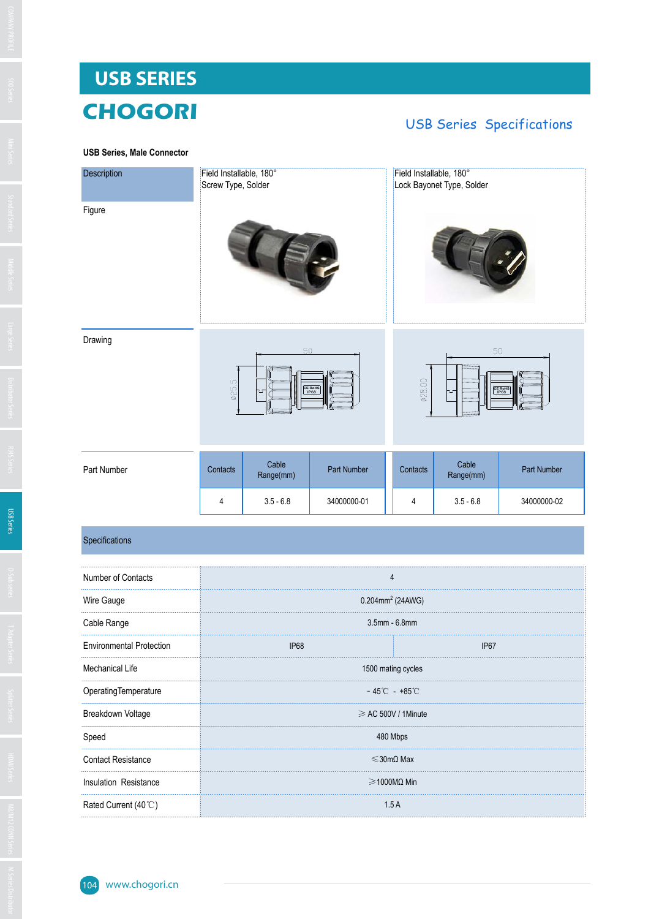# USB SERIES

## CHOGORI

## USB Series Specifications

**USB Series, Male Connector**

| Description | Field Installable, 180° Screw Type, Solder | | | Field Installable, 180° Lock Bayonet Type, Solder | | |
|---|---|---|---|---|---|---|
| Figure | | | | | | |
| Drawing | 50 / ø25.5 | | | 50 / ø28.00 | | |
| Part Number | Contacts | Cable Range(mm) | Part Number | Contacts | Cable Range(mm) | Part Number |
| | 4 | 3.5 - 6.8 | 34000000-01 | 4 | 3.5 - 6.8 | 34000000-02 |

**Specifications**

| Specifications | | |
|---|---|---|
| Number of Contacts | 4 | |
| Wire Gauge | 0.204mm² (24AWG) | |
| Cable Range | 3.5mm - 6.8mm | |
| Environmental Protection | IP68 | IP67 |
| Mechanical Life | 1500 mating cycles | |
| OperatingTemperature | - 45℃ - +85℃ | |
| Breakdown Voltage | ≥ AC 500V / 1Minute | |
| Speed | 480 Mbps | |
| Contact Resistance | ≤30mΩ Max | |
| Insulation Resistance | ≥1000MΩ Min | |
| Rated Current (40℃) | 1.5 A | |

www.chogori.cn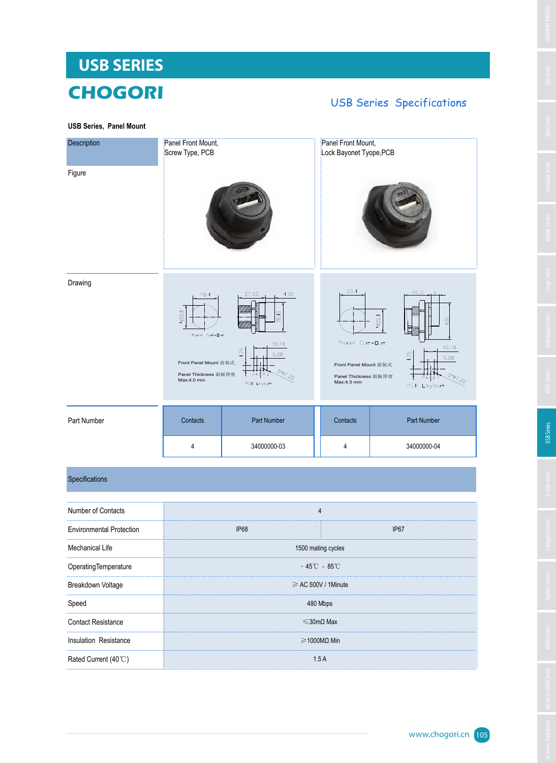# USB SERIES

## CHOGORI

## USB Series Specifications

**USB Series, Panel Mount**

| Description | Panel Front Mount, Screw Type, PCB | | Panel Front Mount, Lock Bayonet Tyope,PCB | |
|---|---|---|---|---|
| Figure | | | | |
| Drawing | Front Panel Mount 前装式<br>Panel Thickness 面板厚度 Max:4.0 mm | | Front Panel Mount 前装式<br>Panel Thickness 面板厚度 Max:4.5 mm | |
| Part Number | Contacts | Part Number | Contacts | Part Number |
| | 4 | 34000000-03 | 4 | 34000000-04 |

| Specifications | | |
|---|---|---|
| Number of Contacts | 4 | |
| Environmental Protection | IP68 | IP67 |
| Mechanical Life | 1500 mating cycles | |
| OperatingTemperature | －45℃ － 85℃ | |
| Breakdown Voltage | ≥ AC 500V / 1Minute | |
| Speed | 480 Mbps | |
| Contact Resistance | ≤30mΩ Max | |
| Insulation Resistance | ≥1000MΩ Min | |
| Rated Current (40℃) | 1.5 A | |

www.chogori.cn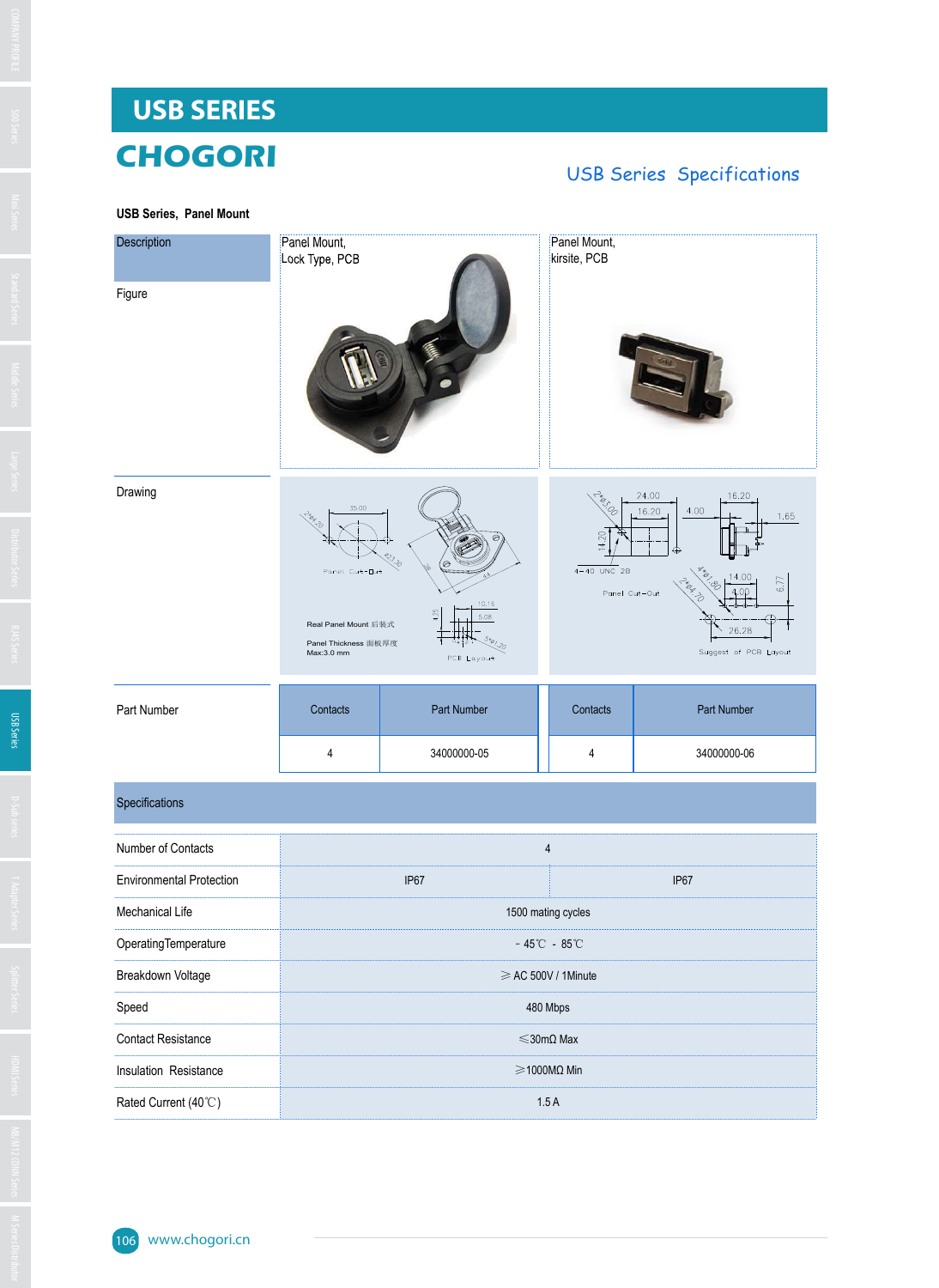# USB SERIES

## CHOGORI

## USB Series Specifications

**USB Series, Panel Mount**

| Description | Panel Mount, Lock Type, PCB | | Panel Mount, kirsite, PCB | |
|---|---|---|---|---|
| Figure | | | | |
| Drawing | | | | |
| Part Number | Contacts | Part Number | Contacts | Part Number |
| | 4 | 34000000-05 | 4 | 34000000-06 |

| Specifications | | |
|---|---|---|
| Number of Contacts | 4 | |
| Environmental Protection | IP67 | IP67 |
| Mechanical Life | 1500 mating cycles | |
| OperatingTemperature | - 45℃ - 85℃ | |
| Breakdown Voltage | ≥ AC 500V / 1Minute | |
| Speed | 480 Mbps | |
| Contact Resistance | ≤30mΩ Max | |
| Insulation Resistance | ≥1000MΩ Min | |
| Rated Current (40℃) | 1.5 A | |

www.chogori.cn